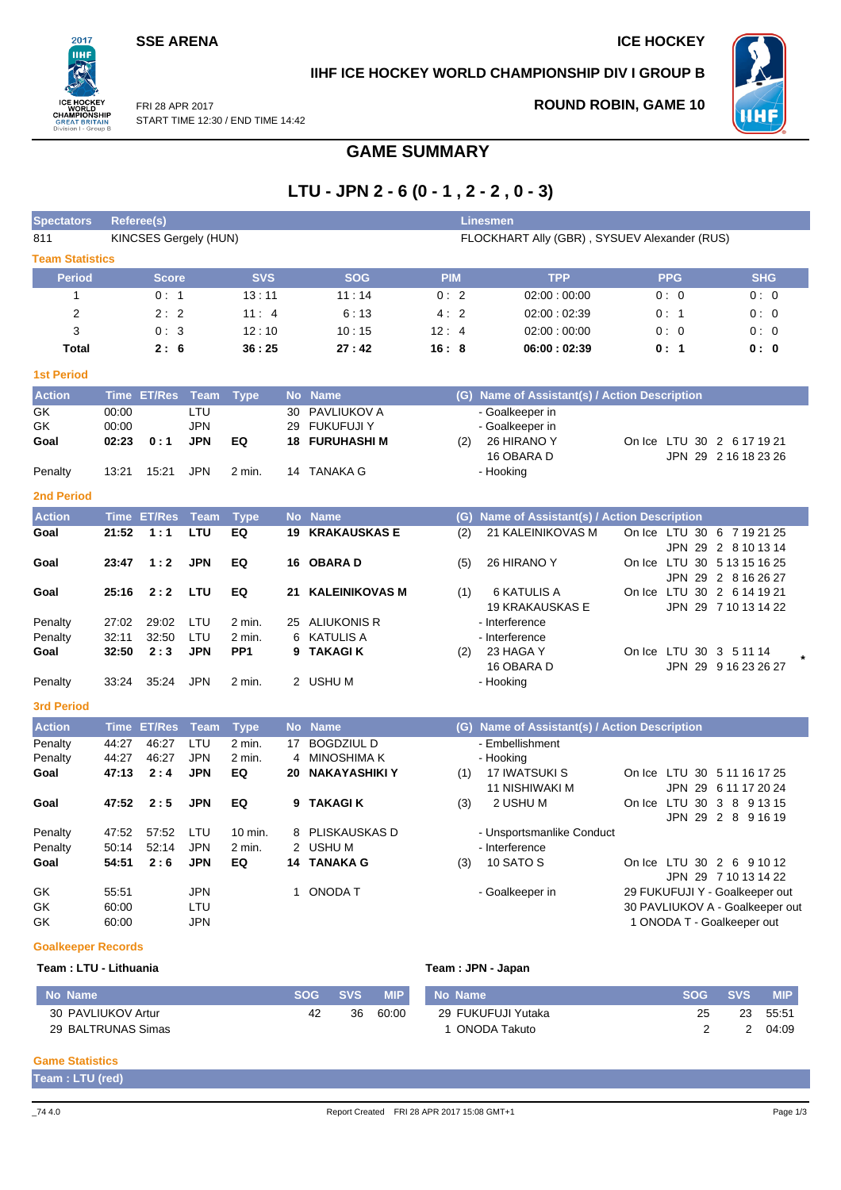SSE ARENA

ICE HOCKEY

IIHF ICE HOCKEY WORLD CHAMPIONSHIP DIV I GROUP B

FRI 28 APR 2017
START TIME 12:30 / END TIME 14:42

ROUND ROBIN, GAME 10

# GAME SUMMARY

## LTU - JPN 2 - 6 (0 - 1 , 2 - 2 , 0 - 3)

| Spectators | Referee(s) | Linesmen |
|---|---|---|
| 811 | KINCSES Gergely (HUN) | FLOCKHART Ally (GBR) , SYSUEV Alexander (RUS) |

### Team Statistics

| Period | Score | SVS | SOG | PIM | TPP | PPG | SHG |
|---|---|---|---|---|---|---|---|
| 1 | 0 : 1 | 13 : 11 | 11 : 14 | 0 : 2 | 02:00 : 00:00 | 0 : 0 | 0 : 0 |
| 2 | 2 : 2 | 11 : 4 | 6 : 13 | 4 : 2 | 02:00 : 02:39 | 0 : 1 | 0 : 0 |
| 3 | 0 : 3 | 12 : 10 | 10 : 15 | 12 : 4 | 02:00 : 00:00 | 0 : 0 | 0 : 0 |
| **Total** | **2 : 6** | **36 : 25** | **27 : 42** | **16 : 8** | **06:00 : 02:39** | **0 : 1** | **0 : 0** |

### 1st Period

| Action | Time | ET/Res | Team | Type | No | Name | (G) | Name of Assistant(s) / Action Description | |
|---|---|---|---|---|---|---|---|---|---|
| GK | 00:00 | | LTU | | 30 | PAVLIUKOV A | | - Goalkeeper in | |
| GK | 00:00 | | JPN | | 29 | FUKUFUJI Y | | - Goalkeeper in | |
| **Goal** | **02:23** | **0 : 1** | **JPN** | **EQ** | **18** | **FURUHASHI M** | (2) | 26 HIRANO Y<br>16 OBARA D | On Ice LTU 30 2 6 17 19 21<br>JPN 29 2 16 18 23 26 |
| Penalty | 13:21 | 15:21 | JPN | 2 min. | 14 | TANAKA G | | - Hooking | |

### 2nd Period

| Action | Time | ET/Res | Team | Type | No | Name | (G) | Name of Assistant(s) / Action Description | |
|---|---|---|---|---|---|---|---|---|---|
| **Goal** | **21:52** | **1 : 1** | **LTU** | **EQ** | **19** | **KRAKAUSKAS E** | (2) | 21 KALEINIKOVAS M | On Ice LTU 30 6 7 19 21 25<br>JPN 29 2 8 10 13 14 |
| **Goal** | **23:47** | **1 : 2** | **JPN** | **EQ** | **16** | **OBARA D** | (5) | 26 HIRANO Y | On Ice LTU 30 5 13 15 16 25<br>JPN 29 2 8 16 26 27 |
| **Goal** | **25:16** | **2 : 2** | **LTU** | **EQ** | **21** | **KALEINIKOVAS M** | (1) | 6 KATULIS A<br>19 KRAKAUSKAS E | On Ice LTU 30 2 6 14 19 21<br>JPN 29 7 10 13 14 22 |
| Penalty | 27:02 | 29:02 | LTU | 2 min. | 25 | ALIUKONIS R | | - Interference | |
| Penalty | 32:11 | 32:50 | LTU | 2 min. | 6 | KATULIS A | | - Interference | |
| **Goal** | **32:50** | **2 : 3** | **JPN** | **PP1** | **9** | **TAKAGI K** | (2) | 23 HAGA Y<br>16 OBARA D | On Ice LTU 30 3 5 11 14<br>JPN 29 9 16 23 26 27 * |
| Penalty | 33:24 | 35:24 | JPN | 2 min. | 2 | USHU M | | - Hooking | |

### 3rd Period

| Action | Time | ET/Res | Team | Type | No | Name | (G) | Name of Assistant(s) / Action Description | |
|---|---|---|---|---|---|---|---|---|---|
| Penalty | 44:27 | 46:27 | LTU | 2 min. | 17 | BOGDZIUL D | | - Embellishment | |
| Penalty | 44:27 | 46:27 | JPN | 2 min. | 4 | MINOSHIMA K | | - Hooking | |
| **Goal** | **47:13** | **2 : 4** | **JPN** | **EQ** | **20** | **NAKAYASHIKI Y** | (1) | 17 IWATSUKI S<br>11 NISHIWAKI M | On Ice LTU 30 5 11 16 17 25<br>JPN 29 6 11 17 20 24 |
| **Goal** | **47:52** | **2 : 5** | **JPN** | **EQ** | **9** | **TAKAGI K** | (3) | 2 USHU M | On Ice LTU 30 3 8 9 13 15<br>JPN 29 2 8 9 16 19 |
| Penalty | 47:52 | 57:52 | LTU | 10 min. | 8 | PLISKAUSKAS D | | - Unsportsmanlike Conduct | |
| Penalty | 50:14 | 52:14 | JPN | 2 min. | 2 | USHU M | | - Interference | |
| **Goal** | **54:51** | **2 : 6** | **JPN** | **EQ** | **14** | **TANAKA G** | (3) | 10 SATO S | On Ice LTU 30 2 6 9 10 12<br>JPN 29 7 10 13 14 22 |
| GK | 55:51 | | JPN | | 1 | ONODA T | | - Goalkeeper in | 29 FUKUFUJI Y - Goalkeeper out |
| GK | 60:00 | | LTU | | | | | | 30 PAVLIUKOV A - Goalkeeper out |
| GK | 60:00 | | JPN | | | | | | 1 ONODA T - Goalkeeper out |

### Goalkeeper Records

**Team : LTU - Lithuania**

| No Name | SOG | SVS | MIP |
|---|---|---|---|
| 30 PAVLIUKOV Artur | 42 | 36 | 60:00 |
| 29 BALTRUNAS Simas | | | |

**Team : JPN - Japan**

| No Name | SOG | SVS | MIP |
|---|---|---|---|
| 29 FUKUFUJI Yutaka | 25 | 23 | 55:51 |
| 1 ONODA Takuto | 2 | 2 | 04:09 |

### Game Statistics

**Team : LTU (red)**

_74 4.0 Report Created FRI 28 APR 2017 15:08 GMT+1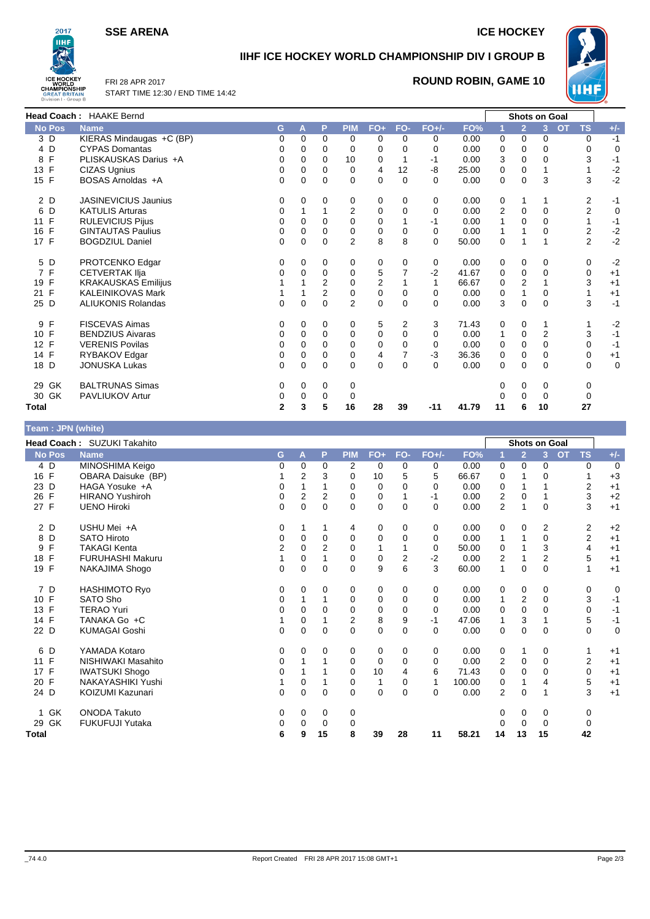**SSE ARENA** | **ICE HOCKEY**

# IIHF ICE HOCKEY WORLD CHAMPIONSHIP DIV I GROUP B

FRI 28 APR 2017
START TIME 12:30 / END TIME 14:42

## ROUND ROBIN, GAME 10

**Head Coach : HAAKE Bernd**

| No Pos | Name | G | A | P | PIM | FO+ | FO- | FO+/- | FO% | Shots on Goal 1 | 2 | 3 | OT | TS | +/- |
|---|---|---|---|---|---|---|---|---|---|---|---|---|---|---|---|
| 3 D | KIERAS Mindaugas +C (BP) | 0 | 0 | 0 | 0 | 0 | 0 | 0 | 0.00 | 0 | 0 | 0 | | 0 | -1 |
| 4 D | CYPAS Domantas | 0 | 0 | 0 | 0 | 0 | 0 | 0 | 0.00 | 0 | 0 | 0 | | 0 | 0 |
| 8 F | PLISKAUSKAS Darius +A | 0 | 0 | 0 | 10 | 0 | 1 | -1 | 0.00 | 3 | 0 | 0 | | 3 | -1 |
| 13 F | CIZAS Ugnius | 0 | 0 | 0 | 0 | 4 | 12 | -8 | 25.00 | 0 | 0 | 1 | | 1 | -2 |
| 15 F | BOSAS Arnoldas +A | 0 | 0 | 0 | 0 | 0 | 0 | 0 | 0.00 | 0 | 0 | 3 | | 3 | -2 |
| 2 D | JASINEVICIUS Jaunius | 0 | 0 | 0 | 0 | 0 | 0 | 0 | 0.00 | 0 | 1 | 1 | | 2 | -1 |
| 6 D | KATULIS Arturas | 0 | 1 | 1 | 2 | 0 | 0 | 0 | 0.00 | 2 | 0 | 0 | | 2 | 0 |
| 11 F | RULEVICIUS Pijus | 0 | 0 | 0 | 0 | 0 | 1 | -1 | 0.00 | 1 | 0 | 0 | | 1 | -1 |
| 16 F | GINTAUTAS Paulius | 0 | 0 | 0 | 0 | 0 | 0 | 0 | 0.00 | 1 | 1 | 0 | | 2 | -2 |
| 17 F | BOGDZIUL Daniel | 0 | 0 | 0 | 2 | 8 | 8 | 0 | 50.00 | 0 | 1 | 1 | | 2 | -2 |
| 5 D | PROTCENKO Edgar | 0 | 0 | 0 | 0 | 0 | 0 | 0 | 0.00 | 0 | 0 | 0 | | 0 | -2 |
| 7 F | CETVERTAK Ilja | 0 | 0 | 0 | 0 | 5 | 7 | -2 | 41.67 | 0 | 0 | 0 | | 0 | +1 |
| 19 F | KRAKAUSKAS Emilijus | 1 | 1 | 2 | 0 | 2 | 1 | 1 | 66.67 | 0 | 2 | 1 | | 3 | +1 |
| 21 F | KALEINIKOVAS Mark | 1 | 1 | 2 | 0 | 0 | 0 | 0 | 0.00 | 0 | 1 | 0 | | 1 | +1 |
| 25 D | ALIUKONIS Rolandas | 0 | 0 | 0 | 2 | 0 | 0 | 0 | 0.00 | 3 | 0 | 0 | | 3 | -1 |
| 9 F | FISCEVAS Aimas | 0 | 0 | 0 | 0 | 5 | 2 | 3 | 71.43 | 0 | 0 | 1 | | 1 | -2 |
| 10 F | BENDZIUS Aivaras | 0 | 0 | 0 | 0 | 0 | 0 | 0 | 0.00 | 1 | 0 | 2 | | 3 | -1 |
| 12 F | VERENIS Povilas | 0 | 0 | 0 | 0 | 0 | 0 | 0 | 0.00 | 0 | 0 | 0 | | 0 | -1 |
| 14 F | RYBAKOV Edgar | 0 | 0 | 0 | 0 | 4 | 7 | -3 | 36.36 | 0 | 0 | 0 | | 0 | +1 |
| 18 D | JONUSKA Lukas | 0 | 0 | 0 | 0 | 0 | 0 | 0 | 0.00 | 0 | 0 | 0 | | 0 | 0 |
| 29 GK | BALTRUNAS Simas | 0 | 0 | 0 | 0 | | | | | 0 | 0 | 0 | | 0 | |
| 30 GK | PAVLIUKOV Artur | 0 | 0 | 0 | 0 | | | | | 0 | 0 | 0 | | 0 | |
| **Total** | | **2** | **3** | **5** | **16** | **28** | **39** | **-11** | **41.79** | **11** | **6** | **10** | | **27** | |

**Team : JPN (white)**

**Head Coach : SUZUKI Takahito**

| No Pos | Name | G | A | P | PIM | FO+ | FO- | FO+/- | FO% | Shots on Goal 1 | 2 | 3 | OT | TS | +/- |
|---|---|---|---|---|---|---|---|---|---|---|---|---|---|---|---|
| 4 D | MINOSHIMA Keigo | 0 | 0 | 0 | 2 | 0 | 0 | 0 | 0.00 | 0 | 0 | 0 | | 0 | 0 |
| 16 F | OBARA Daisuke (BP) | 1 | 2 | 3 | 0 | 10 | 5 | 5 | 66.67 | 0 | 1 | 0 | | 1 | +3 |
| 23 D | HAGA Yosuke +A | 0 | 1 | 1 | 0 | 0 | 0 | 0 | 0.00 | 0 | 1 | 1 | | 2 | +1 |
| 26 F | HIRANO Yushiroh | 0 | 2 | 2 | 0 | 0 | 1 | -1 | 0.00 | 2 | 0 | 1 | | 3 | +2 |
| 27 F | UENO Hiroki | 0 | 0 | 0 | 0 | 0 | 0 | 0 | 0.00 | 2 | 1 | 0 | | 3 | +1 |
| 2 D | USHU Mei +A | 0 | 1 | 1 | 4 | 0 | 0 | 0 | 0.00 | 0 | 0 | 2 | | 2 | +2 |
| 8 D | SATO Hiroto | 0 | 0 | 0 | 0 | 0 | 0 | 0 | 0.00 | 1 | 1 | 0 | | 2 | +1 |
| 9 F | TAKAGI Kenta | 2 | 0 | 2 | 0 | 1 | 1 | 0 | 50.00 | 0 | 1 | 3 | | 4 | +1 |
| 18 F | FURUHASHI Makuru | 1 | 0 | 1 | 0 | 0 | 2 | -2 | 0.00 | 2 | 1 | 2 | | 5 | +1 |
| 19 F | NAKAJIMA Shogo | 0 | 0 | 0 | 0 | 9 | 6 | 3 | 60.00 | 1 | 0 | 0 | | 1 | +1 |
| 7 D | HASHIMOTO Ryo | 0 | 0 | 0 | 0 | 0 | 0 | 0 | 0.00 | 0 | 0 | 0 | | 0 | 0 |
| 10 F | SATO Sho | 0 | 1 | 1 | 0 | 0 | 0 | 0 | 0.00 | 1 | 2 | 0 | | 3 | -1 |
| 13 F | TERAO Yuri | 0 | 0 | 0 | 0 | 0 | 0 | 0 | 0.00 | 0 | 0 | 0 | | 0 | -1 |
| 14 F | TANAKA Go +C | 1 | 0 | 1 | 2 | 8 | 9 | -1 | 47.06 | 1 | 3 | 1 | | 5 | -1 |
| 22 D | KUMAGAI Goshi | 0 | 0 | 0 | 0 | 0 | 0 | 0 | 0.00 | 0 | 0 | 0 | | 0 | 0 |
| 6 D | YAMADA Kotaro | 0 | 0 | 0 | 0 | 0 | 0 | 0 | 0.00 | 0 | 1 | 0 | | 1 | +1 |
| 11 F | NISHIWAKI Masahito | 0 | 1 | 1 | 0 | 0 | 0 | 0 | 0.00 | 2 | 0 | 0 | | 2 | +1 |
| 17 F | IWATSUKI Shogo | 0 | 1 | 1 | 0 | 10 | 4 | 6 | 71.43 | 0 | 0 | 0 | | 0 | +1 |
| 20 F | NAKAYASHIKI Yushi | 1 | 0 | 1 | 0 | 1 | 0 | 1 | 100.00 | 0 | 1 | 4 | | 5 | +1 |
| 24 D | KOIZUMI Kazunari | 0 | 0 | 0 | 0 | 0 | 0 | 0 | 0.00 | 2 | 0 | 1 | | 3 | +1 |
| 1 GK | ONODA Takuto | 0 | 0 | 0 | 0 | | | | | 0 | 0 | 0 | | 0 | |
| 29 GK | FUKUFUJI Yutaka | 0 | 0 | 0 | 0 | | | | | 0 | 0 | 0 | | 0 | |
| **Total** | | **6** | **9** | **15** | **8** | **39** | **28** | **11** | **58.21** | **14** | **13** | **15** | | **42** | |

_74 4.0 Report Created FRI 28 APR 2017 15:08 GMT+1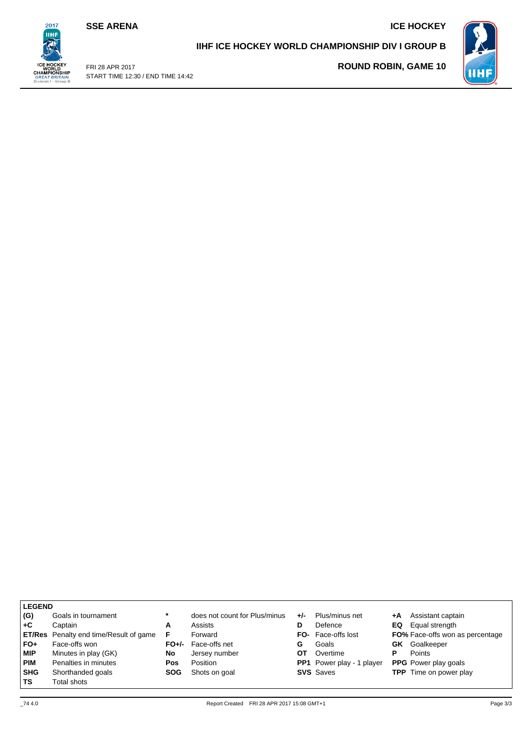SSE ARENA

ICE HOCKEY

IIHF ICE HOCKEY WORLD CHAMPIONSHIP DIV I GROUP B

FRI 28 APR 2017
START TIME 12:30 / END TIME 14:42

ROUND ROBIN, GAME 10

| LEGEND | | | | | | | |
|---|---|---|---|---|---|---|---|
| (G) | Goals in tournament | * | does not count for Plus/minus | +/- | Plus/minus net | +A | Assistant captain |
| +C | Captain | A | Assists | D | Defence | EQ | Equal strength |
| ET/Res | Penalty end time/Result of game | F | Forward | FO- | Face-offs lost | FO% | Face-offs won as percentage |
| FO+ | Face-offs won | FO+/- | Face-offs net | G | Goals | GK | Goalkeeper |
| MIP | Minutes in play (GK) | No | Jersey number | OT | Overtime | P | Points |
| PIM | Penalties in minutes | Pos | Position | PP1 | Power play - 1 player | PPG | Power play goals |
| SHG | Shorthanded goals | SOG | Shots on goal | SVS | Saves | TPP | Time on power play |
| TS | Total shots | | | | | | |

_74 4.0

Report Created FRI 28 APR 2017 15:08 GMT+1